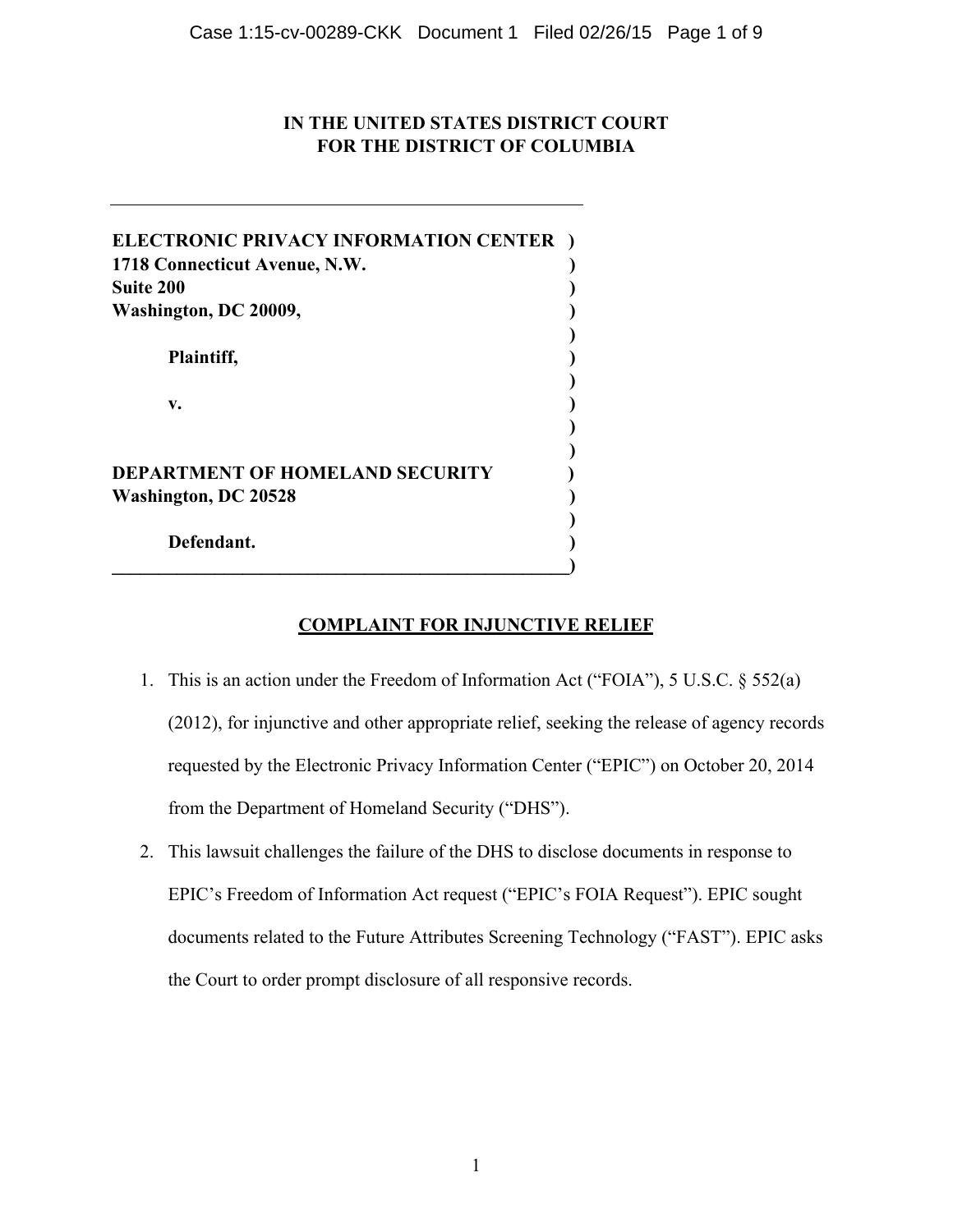**IN THE UNITED STATES DISTRICT COURT**
**FOR THE DISTRICT OF COLUMBIA**

---

**ELECTRONIC PRIVACY INFORMATION CENTER )**
**1718 Connecticut Avenue, N.W. )**
**Suite 200 )**
**Washington, DC 20009, )**

**Plaintiff, )**

**v. )**

**DEPARTMENT OF HOMELAND SECURITY )**
**Washington, DC 20528 )**

**Defendant. )**

---

## COMPLAINT FOR INJUNCTIVE RELIEF

1. This is an action under the Freedom of Information Act ("FOIA"), 5 U.S.C. § 552(a) (2012), for injunctive and other appropriate relief, seeking the release of agency records requested by the Electronic Privacy Information Center ("EPIC") on October 20, 2014 from the Department of Homeland Security ("DHS").

2. This lawsuit challenges the failure of the DHS to disclose documents in response to EPIC's Freedom of Information Act request ("EPIC's FOIA Request"). EPIC sought documents related to the Future Attributes Screening Technology ("FAST"). EPIC asks the Court to order prompt disclosure of all responsive records.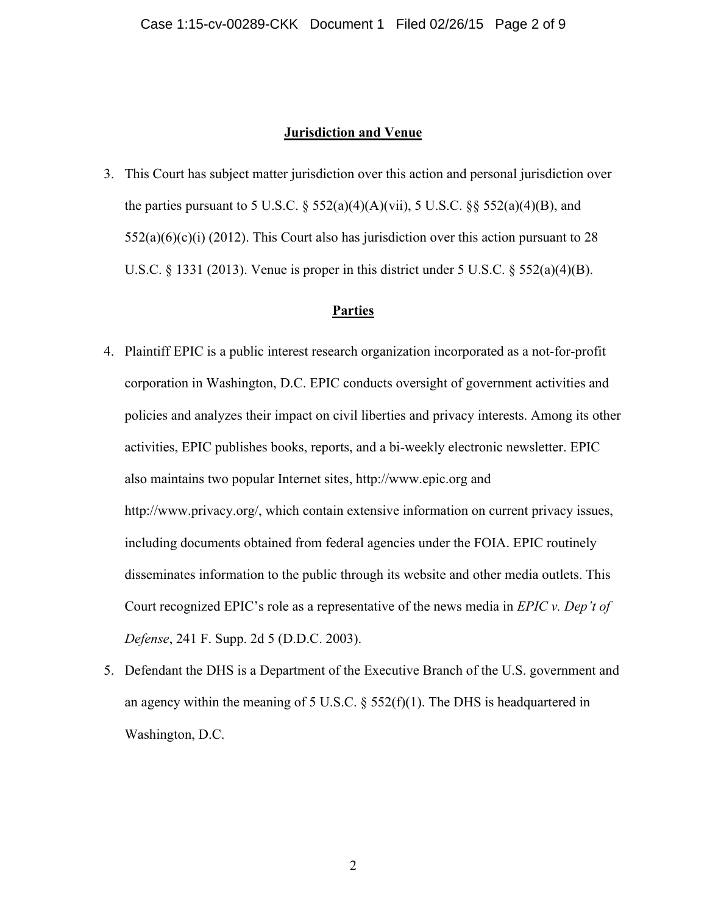## Jurisdiction and Venue

3. This Court has subject matter jurisdiction over this action and personal jurisdiction over the parties pursuant to 5 U.S.C. § 552(a)(4)(A)(vii), 5 U.S.C. §§ 552(a)(4)(B), and 552(a)(6)(c)(i) (2012). This Court also has jurisdiction over this action pursuant to 28 U.S.C. § 1331 (2013). Venue is proper in this district under 5 U.S.C. § 552(a)(4)(B).

## Parties

4. Plaintiff EPIC is a public interest research organization incorporated as a not-for-profit corporation in Washington, D.C. EPIC conducts oversight of government activities and policies and analyzes their impact on civil liberties and privacy interests. Among its other activities, EPIC publishes books, reports, and a bi-weekly electronic newsletter. EPIC also maintains two popular Internet sites, http://www.epic.org and http://www.privacy.org/, which contain extensive information on current privacy issues, including documents obtained from federal agencies under the FOIA. EPIC routinely disseminates information to the public through its website and other media outlets. This Court recognized EPIC's role as a representative of the news media in *EPIC v. Dep't of Defense*, 241 F. Supp. 2d 5 (D.D.C. 2003).

5. Defendant the DHS is a Department of the Executive Branch of the U.S. government and an agency within the meaning of 5 U.S.C. § 552(f)(1). The DHS is headquartered in Washington, D.C.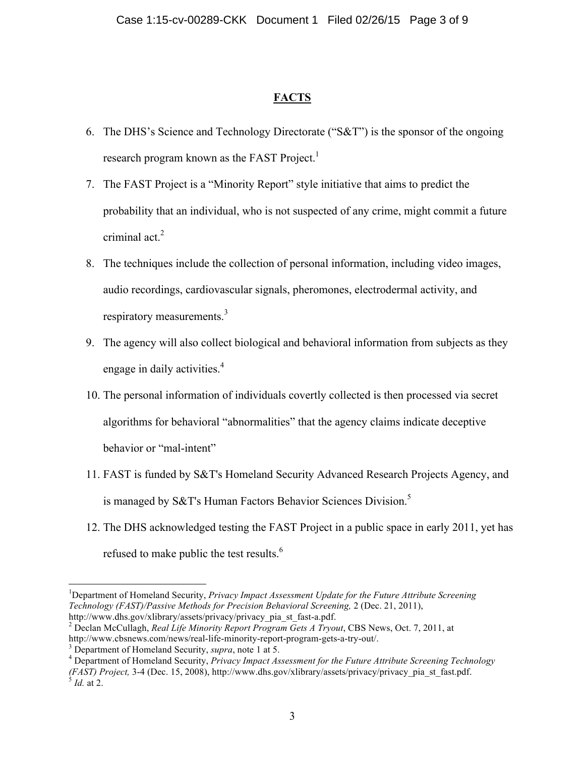## FACTS

6. The DHS's Science and Technology Directorate ("S&T") is the sponsor of the ongoing research program known as the FAST Project.[1]

7. The FAST Project is a "Minority Report" style initiative that aims to predict the probability that an individual, who is not suspected of any crime, might commit a future criminal act.[2]

8. The techniques include the collection of personal information, including video images, audio recordings, cardiovascular signals, pheromones, electrodermal activity, and respiratory measurements.[3]

9. The agency will also collect biological and behavioral information from subjects as they engage in daily activities.[4]

10. The personal information of individuals covertly collected is then processed via secret algorithms for behavioral "abnormalities" that the agency claims indicate deceptive behavior or "mal-intent"

11. FAST is funded by S&T's Homeland Security Advanced Research Projects Agency, and is managed by S&T's Human Factors Behavior Sciences Division.[5]

12. The DHS acknowledged testing the FAST Project in a public space in early 2011, yet has refused to make public the test results.[6]

---

[1] Department of Homeland Security, *Privacy Impact Assessment Update for the Future Attribute Screening Technology (FAST)/Passive Methods for Precision Behavioral Screening,* 2 (Dec. 21, 2011), http://www.dhs.gov/xlibrary/assets/privacy/privacy_pia_st_fast-a.pdf.

[2] Declan McCullagh, *Real Life Minority Report Program Gets A Tryout*, CBS News, Oct. 7, 2011, at http://www.cbsnews.com/news/real-life-minority-report-program-gets-a-try-out/.

[3] Department of Homeland Security, *supra*, note 1 at 5.

[4] Department of Homeland Security, *Privacy Impact Assessment for the Future Attribute Screening Technology (FAST) Project,* 3-4 (Dec. 15, 2008), http://www.dhs.gov/xlibrary/assets/privacy/privacy_pia_st_fast.pdf.

[5] *Id.* at 2.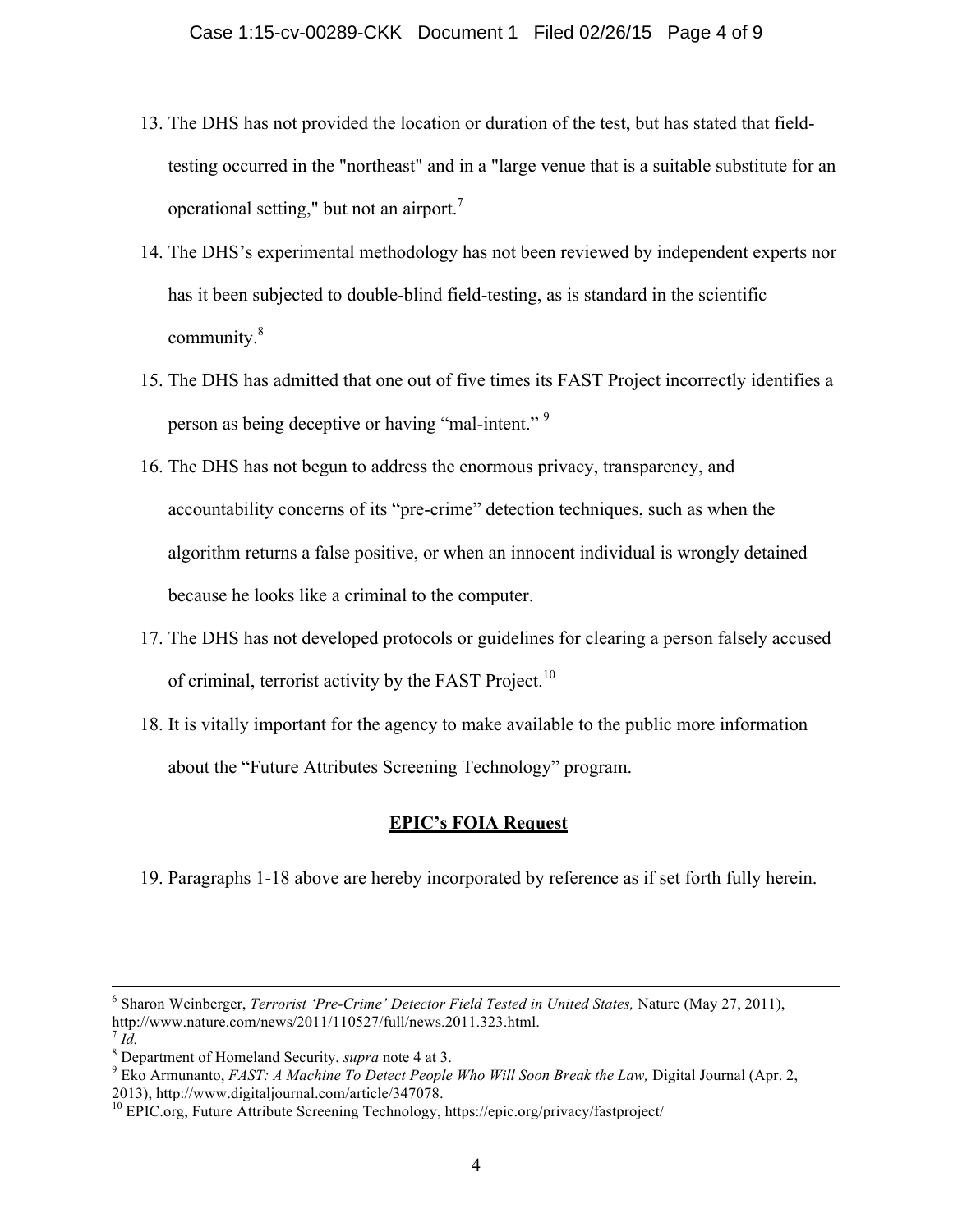13. The DHS has not provided the location or duration of the test, but has stated that field-testing occurred in the "northeast" and in a "large venue that is a suitable substitute for an operational setting," but not an airport.[7]

14. The DHS's experimental methodology has not been reviewed by independent experts nor has it been subjected to double-blind field-testing, as is standard in the scientific community.[8]

15. The DHS has admitted that one out of five times its FAST Project incorrectly identifies a person as being deceptive or having "mal-intent." [9]

16. The DHS has not begun to address the enormous privacy, transparency, and accountability concerns of its "pre-crime" detection techniques, such as when the algorithm returns a false positive, or when an innocent individual is wrongly detained because he looks like a criminal to the computer.

17. The DHS has not developed protocols or guidelines for clearing a person falsely accused of criminal, terrorist activity by the FAST Project.[10]

18. It is vitally important for the agency to make available to the public more information about the "Future Attributes Screening Technology" program.

**<u>EPIC's FOIA Request</u>**

19. Paragraphs 1-18 above are hereby incorporated by reference as if set forth fully herein.

---

[6] Sharon Weinberger, *Terrorist 'Pre-Crime' Detector Field Tested in United States,* Nature (May 27, 2011), http://www.nature.com/news/2011/110527/full/news.2011.323.html.

[7] *Id.*

[8] Department of Homeland Security, *supra* note 4 at 3.

[9] Eko Armunanto, *FAST: A Machine To Detect People Who Will Soon Break the Law,* Digital Journal (Apr. 2, 2013), http://www.digitaljournal.com/article/347078.

[10] EPIC.org, Future Attribute Screening Technology, https://epic.org/privacy/fastproject/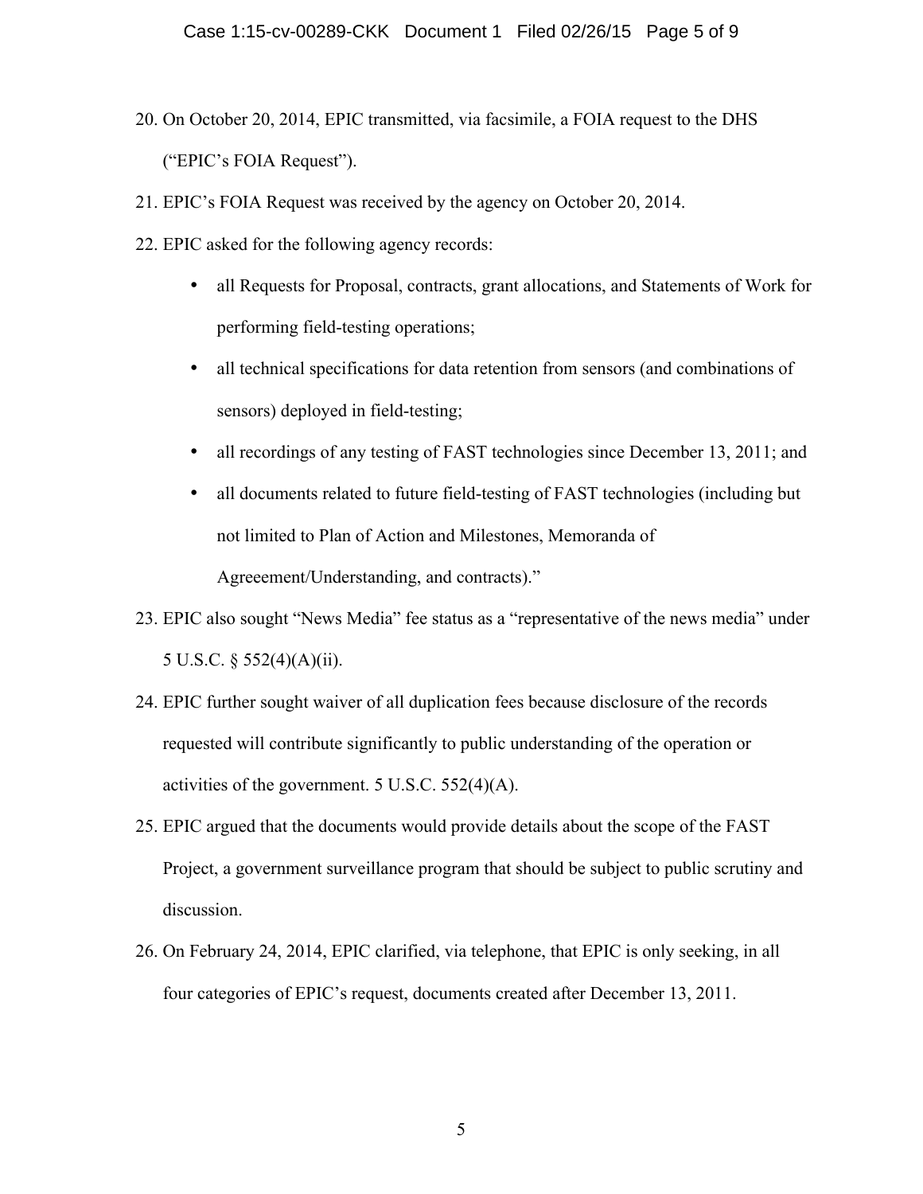20. On October 20, 2014, EPIC transmitted, via facsimile, a FOIA request to the DHS ("EPIC's FOIA Request").

21. EPIC's FOIA Request was received by the agency on October 20, 2014.

22. EPIC asked for the following agency records:

    - all Requests for Proposal, contracts, grant allocations, and Statements of Work for performing field-testing operations;
    - all technical specifications for data retention from sensors (and combinations of sensors) deployed in field-testing;
    - all recordings of any testing of FAST technologies since December 13, 2011; and
    - all documents related to future field-testing of FAST technologies (including but not limited to Plan of Action and Milestones, Memoranda of Agreeement/Understanding, and contracts)."

23. EPIC also sought "News Media" fee status as a "representative of the news media" under 5 U.S.C. § 552(4)(A)(ii).

24. EPIC further sought waiver of all duplication fees because disclosure of the records requested will contribute significantly to public understanding of the operation or activities of the government. 5 U.S.C. 552(4)(A).

25. EPIC argued that the documents would provide details about the scope of the FAST Project, a government surveillance program that should be subject to public scrutiny and discussion.

26. On February 24, 2014, EPIC clarified, via telephone, that EPIC is only seeking, in all four categories of EPIC's request, documents created after December 13, 2011.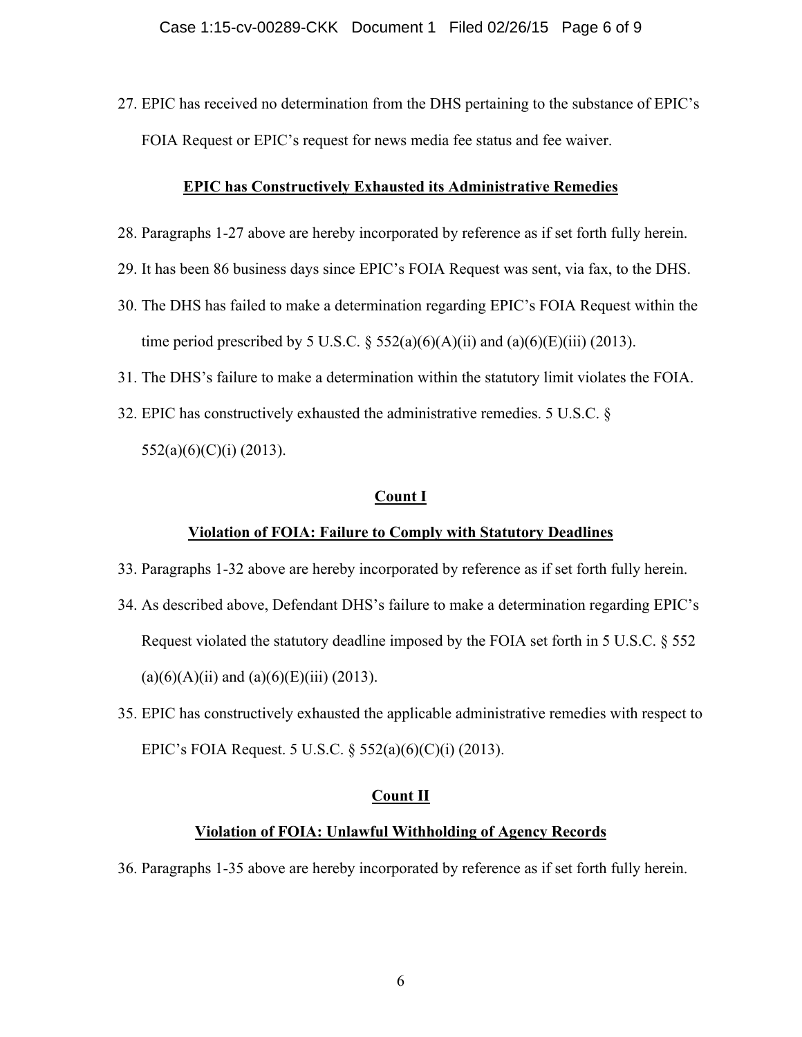27. EPIC has received no determination from the DHS pertaining to the substance of EPIC's FOIA Request or EPIC's request for news media fee status and fee waiver.

**EPIC has Constructively Exhausted its Administrative Remedies**

28. Paragraphs 1-27 above are hereby incorporated by reference as if set forth fully herein.
29. It has been 86 business days since EPIC's FOIA Request was sent, via fax, to the DHS.
30. The DHS has failed to make a determination regarding EPIC's FOIA Request within the time period prescribed by 5 U.S.C. § 552(a)(6)(A)(ii) and (a)(6)(E)(iii) (2013).
31. The DHS's failure to make a determination within the statutory limit violates the FOIA.
32. EPIC has constructively exhausted the administrative remedies. 5 U.S.C. § 552(a)(6)(C)(i) (2013).

**Count I**

**Violation of FOIA: Failure to Comply with Statutory Deadlines**

33. Paragraphs 1-32 above are hereby incorporated by reference as if set forth fully herein.
34. As described above, Defendant DHS's failure to make a determination regarding EPIC's Request violated the statutory deadline imposed by the FOIA set forth in 5 U.S.C. § 552 (a)(6)(A)(ii) and (a)(6)(E)(iii) (2013).
35. EPIC has constructively exhausted the applicable administrative remedies with respect to EPIC's FOIA Request. 5 U.S.C. § 552(a)(6)(C)(i) (2013).

**Count II**

**Violation of FOIA: Unlawful Withholding of Agency Records**

36. Paragraphs 1-35 above are hereby incorporated by reference as if set forth fully herein.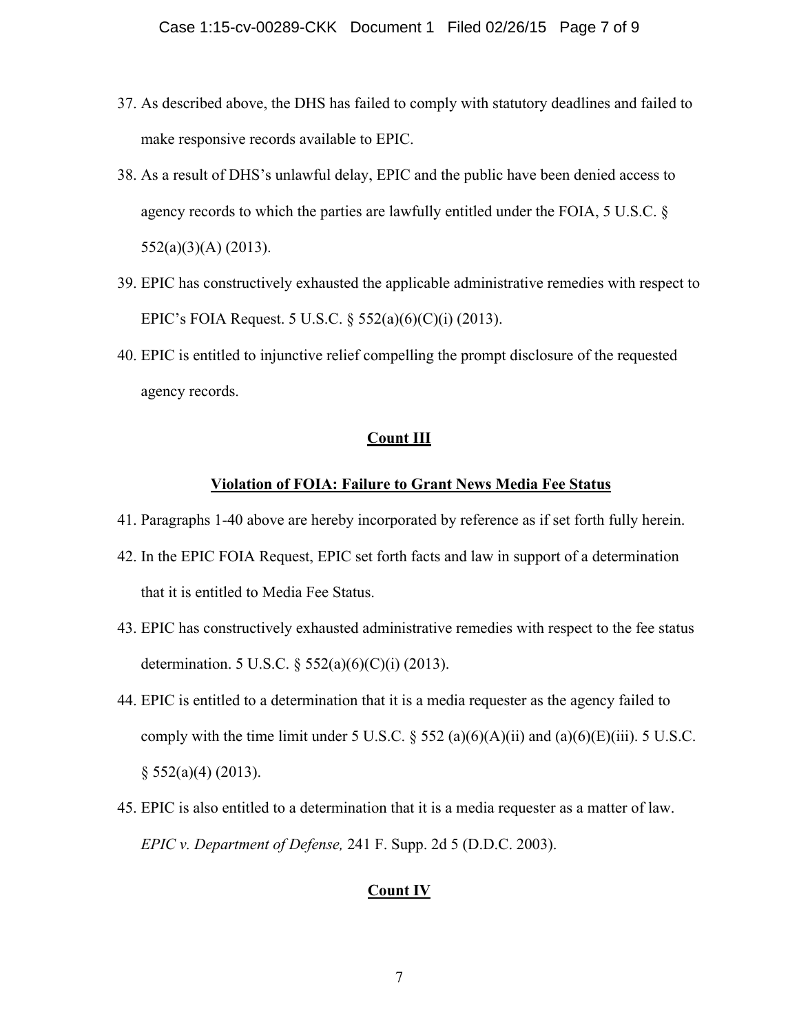37. As described above, the DHS has failed to comply with statutory deadlines and failed to make responsive records available to EPIC.
38. As a result of DHS's unlawful delay, EPIC and the public have been denied access to agency records to which the parties are lawfully entitled under the FOIA, 5 U.S.C. § 552(a)(3)(A) (2013).
39. EPIC has constructively exhausted the applicable administrative remedies with respect to EPIC's FOIA Request. 5 U.S.C. § 552(a)(6)(C)(i) (2013).
40. EPIC is entitled to injunctive relief compelling the prompt disclosure of the requested agency records.

## Count III

### Violation of FOIA: Failure to Grant News Media Fee Status

41. Paragraphs 1-40 above are hereby incorporated by reference as if set forth fully herein.
42. In the EPIC FOIA Request, EPIC set forth facts and law in support of a determination that it is entitled to Media Fee Status.
43. EPIC has constructively exhausted administrative remedies with respect to the fee status determination. 5 U.S.C. § 552(a)(6)(C)(i) (2013).
44. EPIC is entitled to a determination that it is a media requester as the agency failed to comply with the time limit under 5 U.S.C. § 552 (a)(6)(A)(ii) and (a)(6)(E)(iii). 5 U.S.C. § 552(a)(4) (2013).
45. EPIC is also entitled to a determination that it is a media requester as a matter of law. *EPIC v. Department of Defense,* 241 F. Supp. 2d 5 (D.D.C. 2003).

## Count IV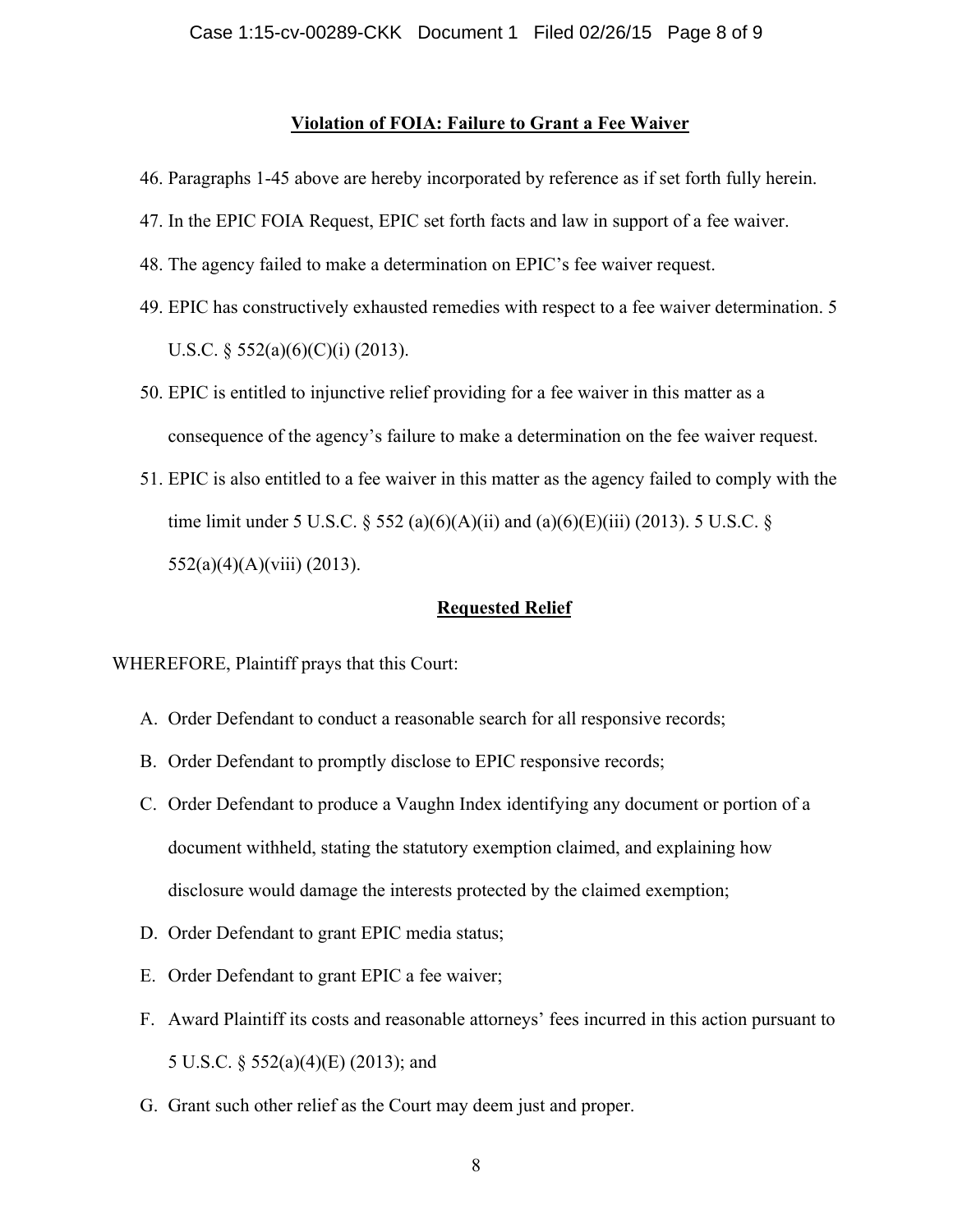## Violation of FOIA: Failure to Grant a Fee Waiver

46. Paragraphs 1-45 above are hereby incorporated by reference as if set forth fully herein.
47. In the EPIC FOIA Request, EPIC set forth facts and law in support of a fee waiver.
48. The agency failed to make a determination on EPIC's fee waiver request.
49. EPIC has constructively exhausted remedies with respect to a fee waiver determination. 5 U.S.C. § 552(a)(6)(C)(i) (2013).
50. EPIC is entitled to injunctive relief providing for a fee waiver in this matter as a consequence of the agency's failure to make a determination on the fee waiver request.
51. EPIC is also entitled to a fee waiver in this matter as the agency failed to comply with the time limit under 5 U.S.C. § 552 (a)(6)(A)(ii) and (a)(6)(E)(iii) (2013). 5 U.S.C. § 552(a)(4)(A)(viii) (2013).

## Requested Relief

WHEREFORE, Plaintiff prays that this Court:

A. Order Defendant to conduct a reasonable search for all responsive records;
B. Order Defendant to promptly disclose to EPIC responsive records;
C. Order Defendant to produce a Vaughn Index identifying any document or portion of a document withheld, stating the statutory exemption claimed, and explaining how disclosure would damage the interests protected by the claimed exemption;
D. Order Defendant to grant EPIC media status;
E. Order Defendant to grant EPIC a fee waiver;
F. Award Plaintiff its costs and reasonable attorneys' fees incurred in this action pursuant to 5 U.S.C. § 552(a)(4)(E) (2013); and
G. Grant such other relief as the Court may deem just and proper.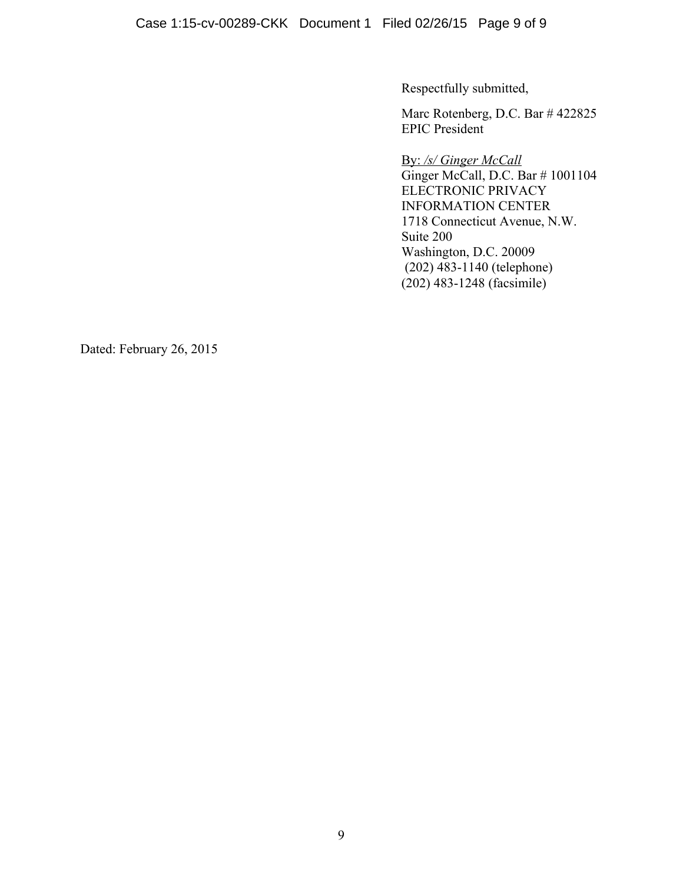Respectfully submitted,

Marc Rotenberg, D.C. Bar # 422825
EPIC President

By: */s/ Ginger McCall*
Ginger McCall, D.C. Bar # 1001104
ELECTRONIC PRIVACY
INFORMATION CENTER
1718 Connecticut Avenue, N.W.
Suite 200
Washington, D.C. 20009
(202) 483-1140 (telephone)
(202) 483-1248 (facsimile)

Dated: February 26, 2015